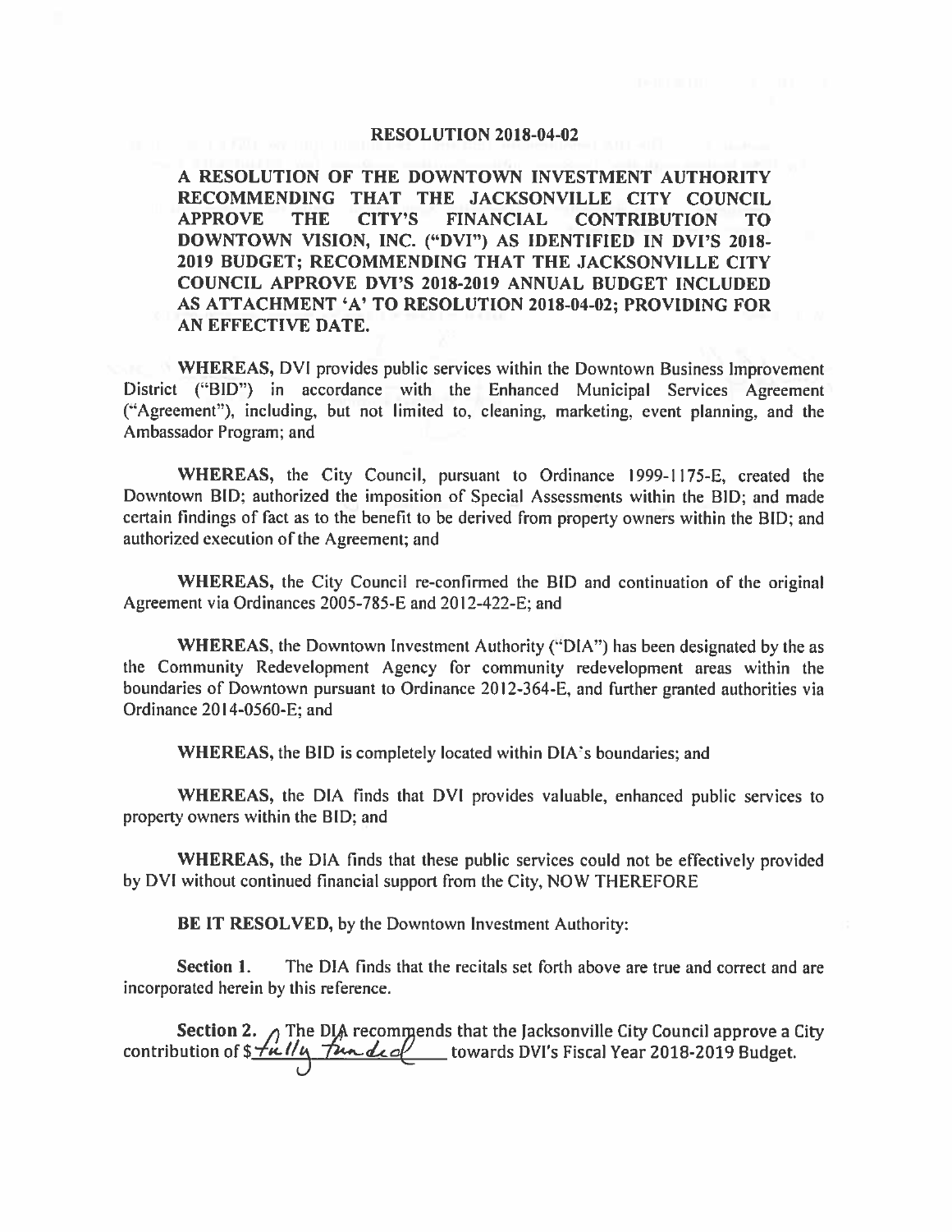# RESOLUTION 2018-04-02

**A RESOLUTION OF THE DOWNTOWN INVESTMENT AUTHORITY RECOMMENDING THAT THE JACKSONVILLE CITY COUNCIL APPROVE THE CITY'S FINANCIAL CONTRIBUTION TO DOWNTOWN VISION, INC. ("DVI") AS IDENTIFIED IN DVI'S 2018-2019 BUDGET; RECOMMENDING THAT THE JACKSONVILLE CITY COUNCIL APPROVE DVI'S 2018-2019 ANNUAL BUDGET INCLUDED AS ATTACHMENT 'A' TO RESOLUTION 2018-04-02; PROVIDING FOR AN EFFECTIVE DATE.**

**WHEREAS,** DVI provides public services within the Downtown Business Improvement District ("BID") in accordance with the Enhanced Municipal Services Agreement ("Agreement"), including, but not limited to, cleaning, marketing, event planning, and the Ambassador Program; and

**WHEREAS,** the City Council, pursuant to Ordinance 1999-1175-E, created the Downtown BID; authorized the imposition of Special Assessments within the BID; and made certain findings of fact as to the benefit to be derived from property owners within the BID; and authorized execution of the Agreement; and

**WHEREAS,** the City Council re-confirmed the BID and continuation of the original Agreement via Ordinances 2005-785-E and 2012-422-E; and

**WHEREAS,** the Downtown Investment Authority ("DIA") has been designated by the as the Community Redevelopment Agency for community redevelopment areas within the boundaries of Downtown pursuant to Ordinance 2012-364-E, and further granted authorities via Ordinance 2014-0560-E; and

**WHEREAS,** the BID is completely located within DIA's boundaries; and

**WHEREAS,** the DIA finds that DVI provides valuable, enhanced public services to property owners within the BID; and

**WHEREAS,** the DIA finds that these public services could not be effectively provided by DVI without continued financial support from the City, NOW THEREFORE

**BE IT RESOLVED,** by the Downtown Investment Authority:

**Section 1.** The DIA finds that the recitals set forth above are true and correct and are incorporated herein by this reference.

**Section 2.** The DIA recommends that the Jacksonville City Council approve a City contribution of $fully funded towards DVI's Fiscal Year 2018-2019 Budget.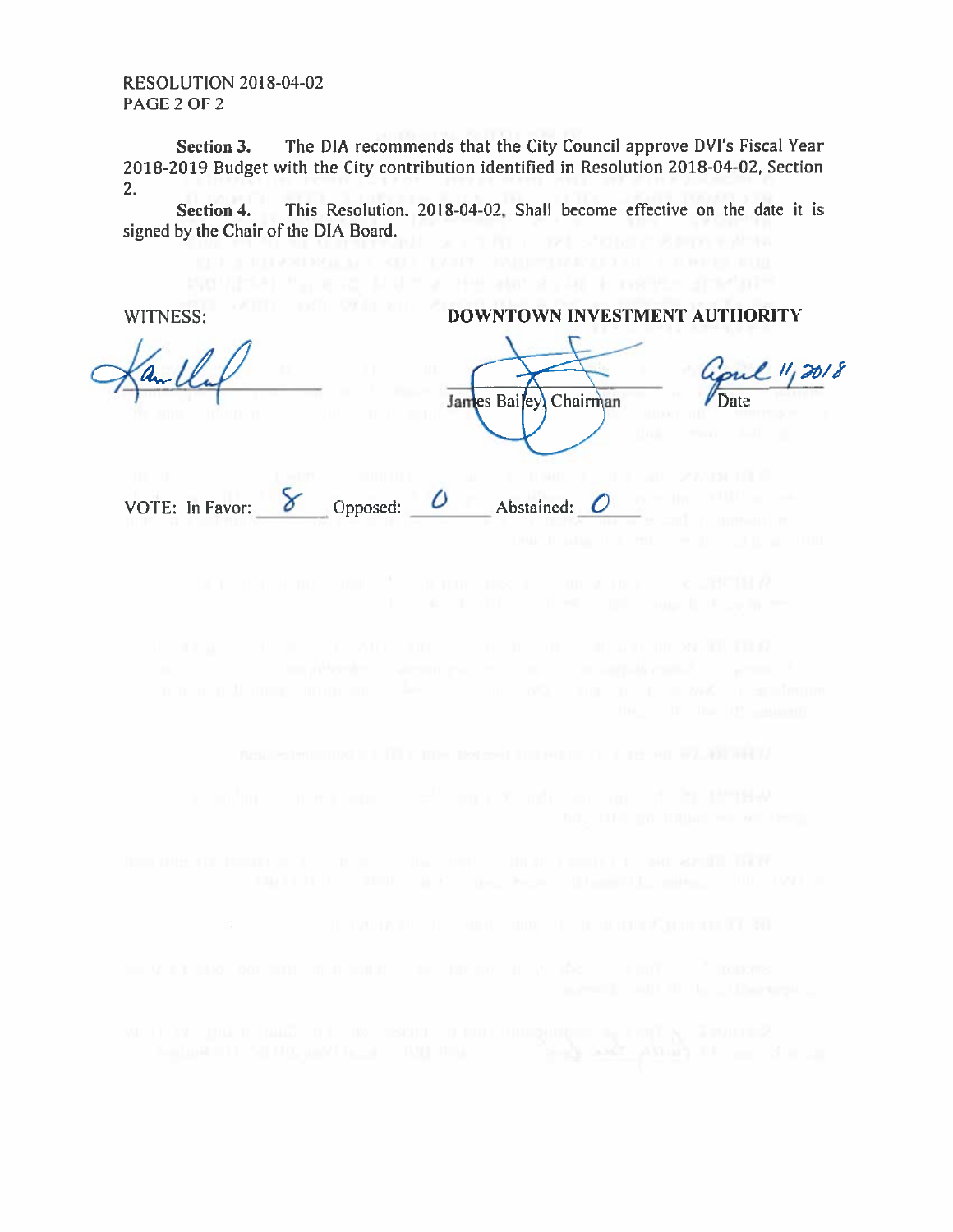RESOLUTION 2018-04-02

**Section 3.** The DIA recommends that the City Council approve DVI's Fiscal Year 2018-2019 Budget with the City contribution identified in Resolution 2018-04-02, Section 2.

**Section 4.** This Resolution, 2018-04-02, Shall become effective on the date it is signed by the Chair of the DIA Board.

WITNESS:

**DOWNTOWN INVESTMENT AUTHORITY**

James Bailey, Chairman

April 11, 2018
Date

VOTE: In Favor: 8 Opposed: 0 Abstained: 0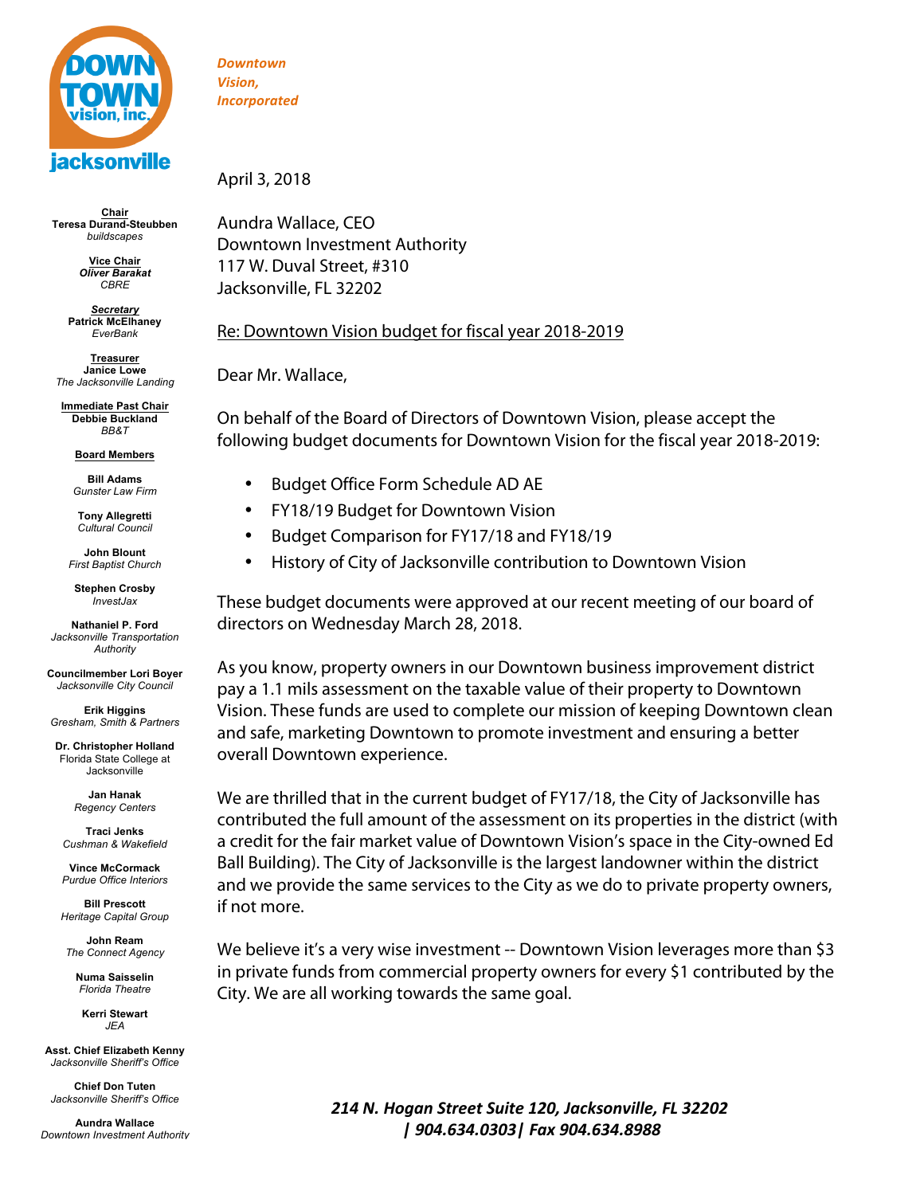*Downtown Vision, Incorporated*

**Chair**
**Teresa Durand-Steubben**
*buildscapes*

**Vice Chair**
***Oliver Barakat***
*CBRE*

***Secretary***
**Patrick McElhaney**
*EverBank*

**Treasurer**
**Janice Lowe**
*The Jacksonville Landing*

**Immediate Past Chair**
**Debbie Buckland**
*BB&T*

**Board Members**

**Bill Adams**
*Gunster Law Firm*

**Tony Allegretti**
*Cultural Council*

**John Blount**
*First Baptist Church*

**Stephen Crosby**
*InvestJax*

**Nathaniel P. Ford**
*Jacksonville Transportation Authority*

**Councilmember Lori Boyer**
*Jacksonville City Council*

**Erik Higgins**
*Gresham, Smith & Partners*

**Dr. Christopher Holland**
Florida State College at Jacksonville

**Jan Hanak**
*Regency Centers*

**Traci Jenks**
*Cushman & Wakefield*

**Vince McCormack**
*Purdue Office Interiors*

**Bill Prescott**
*Heritage Capital Group*

**John Ream**
*The Connect Agency*

**Numa Saisselin**
*Florida Theatre*

**Kerri Stewart**
*JEA*

**Asst. Chief Elizabeth Kenny**
*Jacksonville Sheriff's Office*

**Chief Don Tuten**
*Jacksonville Sheriff's Office*

**Aundra Wallace**
*Downtown Investment Authority*

---

April 3, 2018

Aundra Wallace, CEO
Downtown Investment Authority
117 W. Duval Street, #310
Jacksonville, FL 32202

Re: Downtown Vision budget for fiscal year 2018-2019

Dear Mr. Wallace,

On behalf of the Board of Directors of Downtown Vision, please accept the following budget documents for Downtown Vision for the fiscal year 2018-2019:

- Budget Office Form Schedule AD AE
- FY18/19 Budget for Downtown Vision
- Budget Comparison for FY17/18 and FY18/19
- History of City of Jacksonville contribution to Downtown Vision

These budget documents were approved at our recent meeting of our board of directors on Wednesday March 28, 2018.

As you know, property owners in our Downtown business improvement district pay a 1.1 mils assessment on the taxable value of their property to Downtown Vision. These funds are used to complete our mission of keeping Downtown clean and safe, marketing Downtown to promote investment and ensuring a better overall Downtown experience.

We are thrilled that in the current budget of FY17/18, the City of Jacksonville has contributed the full amount of the assessment on its properties in the district (with a credit for the fair market value of Downtown Vision's space in the City-owned Ed Ball Building). The City of Jacksonville is the largest landowner within the district and we provide the same services to the City as we do to private property owners, if not more.

We believe it's a very wise investment -- Downtown Vision leverages more than $3 in private funds from commercial property owners for every $1 contributed by the City. We are all working towards the same goal.

***214 N. Hogan Street Suite 120, Jacksonville, FL 32202 | 904.634.0303| Fax 904.634.8988***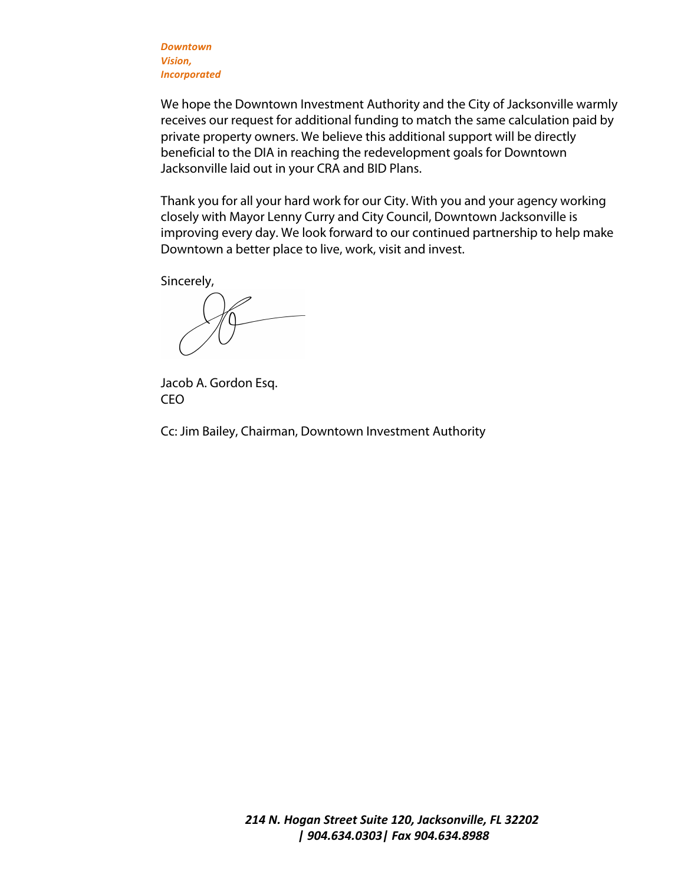***Downtown Vision, Incorporated***

We hope the Downtown Investment Authority and the City of Jacksonville warmly receives our request for additional funding to match the same calculation paid by private property owners. We believe this additional support will be directly beneficial to the DIA in reaching the redevelopment goals for Downtown Jacksonville laid out in your CRA and BID Plans.

Thank you for all your hard work for our City. With you and your agency working closely with Mayor Lenny Curry and City Council, Downtown Jacksonville is improving every day. We look forward to our continued partnership to help make Downtown a better place to live, work, visit and invest.

Sincerely,

Jacob A. Gordon Esq.
CEO

Cc: Jim Bailey, Chairman, Downtown Investment Authority

***214 N. Hogan Street Suite 120, Jacksonville, FL 32202 | 904.634.0303| Fax 904.634.8988***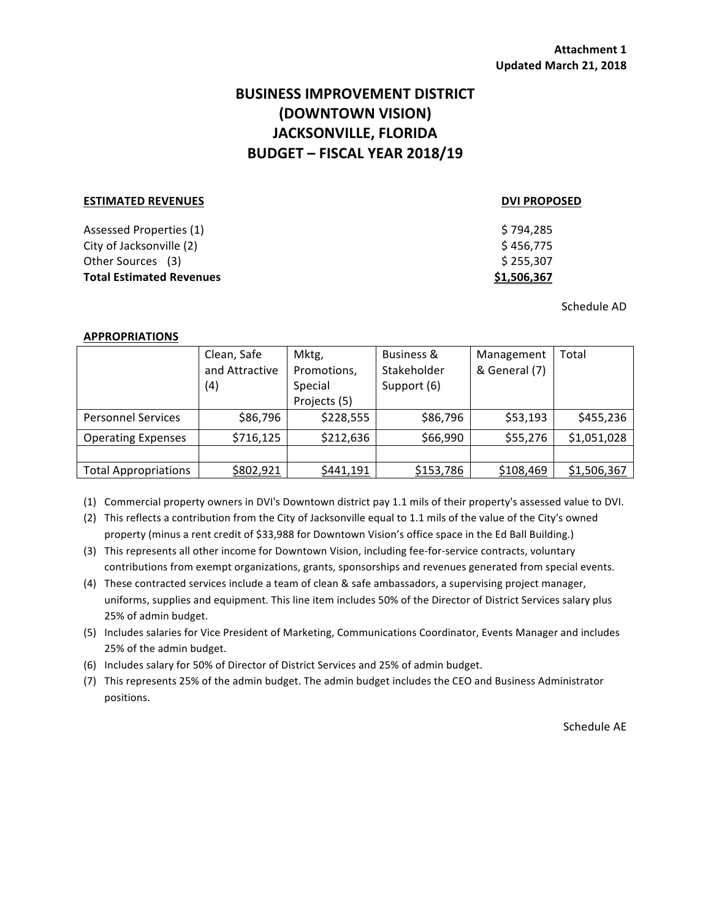**Attachment 1**
**Updated March 21, 2018**

# BUSINESS IMPROVEMENT DISTRICT
# (DOWNTOWN VISION)
# JACKSONVILLE, FLORIDA
# BUDGET – FISCAL YEAR 2018/19

| **ESTIMATED REVENUES** | **DVI PROPOSED** |
|---|---|
| Assessed Properties (1) | $ 794,285 |
| City of Jacksonville (2) | $ 456,775 |
| Other Sources (3) | $ 255,307 |
| **Total Estimated Revenues** | **$1,506,367** |

Schedule AD

**APPROPRIATIONS**

| | Clean, Safe and Attractive (4) | Mktg, Promotions, Special Projects (5) | Business & Stakeholder Support (6) | Management & General (7) | Total |
|---|---|---|---|---|---|
| Personnel Services | $86,796 | $228,555 | $86,796 | $53,193 | $455,236 |
| Operating Expenses | $716,125 | $212,636 | $66,990 | $55,276 | $1,051,028 |
| | | | | | |
| Total Appropriations | $802,921 | $441,191 | $153,786 | $108,469 | $1,506,367 |

(1) Commercial property owners in DVI's Downtown district pay 1.1 mils of their property's assessed value to DVI.
(2) This reflects a contribution from the City of Jacksonville equal to 1.1 mils of the value of the City's owned property (minus a rent credit of $33,988 for Downtown Vision's office space in the Ed Ball Building.)
(3) This represents all other income for Downtown Vision, including fee-for-service contracts, voluntary contributions from exempt organizations, grants, sponsorships and revenues generated from special events.
(4) These contracted services include a team of clean & safe ambassadors, a supervising project manager, uniforms, supplies and equipment. This line item includes 50% of the Director of District Services salary plus 25% of admin budget.
(5) Includes salaries for Vice President of Marketing, Communications Coordinator, Events Manager and includes 25% of the admin budget.
(6) Includes salary for 50% of Director of District Services and 25% of admin budget.
(7) This represents 25% of the admin budget. The admin budget includes the CEO and Business Administrator positions.

Schedule AE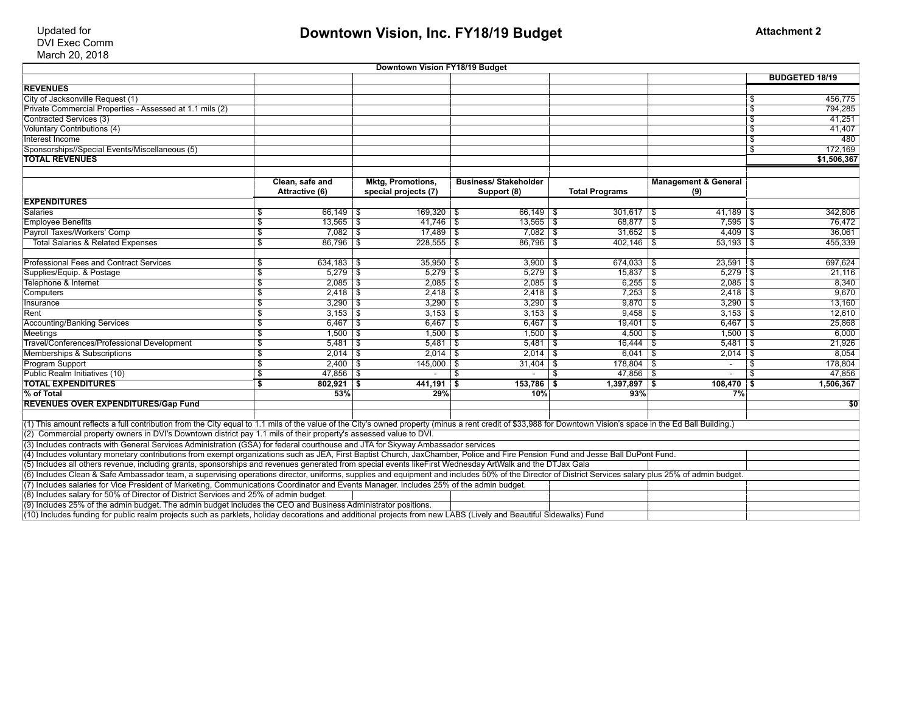Updated for
DVI Exec Comm
March 20, 2018

# Downtown Vision, Inc. FY18/19 Budget

**Attachment 2**

| Downtown Vision FY18/19 Budget | | | | | | |
|---|---|---|---|---|---|---|
| | | | | | | **BUDGETED 18/19** |
| **REVENUES** | | | | | | |
| City of Jacksonville Request (1) | | | | | | $ 456,775 |
| Private Commercial Properties - Assessed at 1.1 mils (2) | | | | | | $ 794,285 |
| Contracted Services (3) | | | | | | $ 41,251 |
| Voluntary Contributions (4) | | | | | | $ 41,407 |
| Interest Income | | | | | | $ 480 |
| Sponsorships//Special Events/Miscellaneous (5) | | | | | | $ 172,169 |
| **TOTAL REVENUES** | | | | | | **$1,506,367** |
| | | | | | | |
| | **Clean, safe and Attractive (6)** | **Mktg, Promotions, special projects (7)** | **Business/ Stakeholder Support (8)** | **Total Programs** | **Management & General (9)** | |
| **EXPENDITURES** | | | | | | |
| Salaries | $ 66,149 | $ 169,320 | $ 66,149 | $ 301,617 | $ 41,189 | $ 342,806 |
| Employee Benefits | $ 13,565 | $ 41,746 | $ 13,565 | $ 68,877 | $ 7,595 | $ 76,472 |
| Payroll Taxes/Workers' Comp | $ 7,082 | $ 17,489 | $ 7,082 | $ 31,652 | $ 4,409 | $ 36,061 |
| Total Salaries & Related Expenses | $ 86,796 | $ 228,555 | $ 86,796 | $ 402,146 | $ 53,193 | $ 455,339 |
| | | | | | | |
| Professional Fees and Contract Services | $ 634,183 | $ 35,950 | $ 3,900 | $ 674,033 | $ 23,591 | $ 697,624 |
| Supplies/Equip. & Postage | $ 5,279 | $ 5,279 | $ 5,279 | $ 15,837 | $ 5,279 | $ 21,116 |
| Telephone & Internet | $ 2,085 | $ 2,085 | $ 2,085 | $ 6,255 | $ 2,085 | $ 8,340 |
| Computers | $ 2,418 | $ 2,418 | $ 2,418 | $ 7,253 | $ 2,418 | $ 9,670 |
| Insurance | $ 3,290 | $ 3,290 | $ 3,290 | $ 9,870 | $ 3,290 | $ 13,160 |
| Rent | $ 3,153 | $ 3,153 | $ 3,153 | $ 9,458 | $ 3,153 | $ 12,610 |
| Accounting/Banking Services | $ 6,467 | $ 6,467 | $ 6,467 | $ 19,401 | $ 6,467 | $ 25,868 |
| Meetings | $ 1,500 | $ 1,500 | $ 1,500 | $ 4,500 | $ 1,500 | $ 6,000 |
| Travel/Conferences/Professional Development | $ 5,481 | $ 5,481 | $ 5,481 | $ 16,444 | $ 5,481 | $ 21,926 |
| Memberships & Subscriptions | $ 2,014 | $ 2,014 | $ 2,014 | $ 6,041 | $ 2,014 | $ 8,054 |
| Program Support | $ 2,400 | $ 145,000 | $ 31,404 | $ 178,804 | $ - | $ 178,804 |
| Public Realm Initiatives (10) | $ 47,856 | $ - | $ - | $ 47,856 | $ - | $ 47,856 |
| **TOTAL EXPENDITURES** | **$ 802,921** | **$ 441,191** | **$ 153,786** | **$ 1,397,897** | **$ 108,470** | **$ 1,506,367** |
| **% of Total** | **53%** | **29%** | **10%** | **93%** | **7%** | |
| **REVENUES OVER EXPENDITURES/Gap Fund** | | | | | | **$0** |

(1) This amount reflects a full contribution from the City equal to 1.1 mils of the value of the City's owned property (minus a rent credit of $33,988 for Downtown Vision's space in the Ed Ball Building.)

(2) Commercial property owners in DVI's Downtown district pay 1.1 mils of their property's assessed value to DVI.

(3) Includes contracts with General Services Administration (GSA) for federal courthouse and JTA for Skyway Ambassador services

(4) Includes voluntary monetary contributions from exempt organizations such as JEA, First Baptist Church, JaxChamber, Police and Fire Pension Fund and Jesse Ball DuPont Fund.

(5) Includes all others revenue, including grants, sponsorships and revenues generated from special events likeFirst Wednesday ArtWalk and the DTJax Gala

(6) Includes Clean & Safe Ambassador team, a supervising operations director, uniforms, supplies and equipment and includes 50% of the Director of District Services salary plus 25% of admin budget.

(7) Includes salaries for Vice President of Marketing, Communications Coordinator and Events Manager. Includes 25% of the admin budget.

(8) Includes salary for 50% of Director of District Services and 25% of admin budget.

(9) Includes 25% of the admin budget. The admin budget includes the CEO and Business Administrator positions.

(10) Includes funding for public realm projects such as parklets, holiday decorations and additional projects from new LABS (Lively and Beautiful Sidewalks) Fund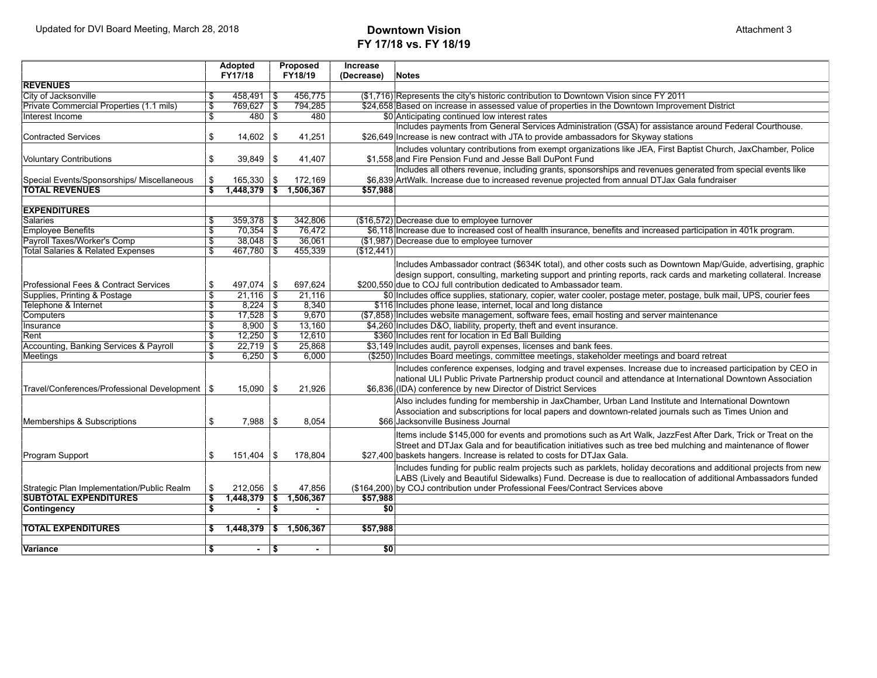Updated for DVI Board Meeting, March 28, 2018

Attachment 3

# Downtown Vision
## FY 17/18 vs. FY 18/19

| | Adopted FY17/18 | Proposed FY18/19 | Increase (Decrease) | Notes |
|---|---|---|---|---|
| **REVENUES** | | | | |
| City of Jacksonville | $ 458,491 | $ 456,775 | ($1,716) | Represents the city's historic contribution to Downtown Vision since FY 2011 |
| Private Commercial Properties (1.1 mils) | $ 769,627 | $ 794,285 | $24,658 | Based on increase in assessed value of properties in the Downtown Improvement District |
| Interest Income | $ 480 | $ 480 | $0 | Anticipating continued low interest rates |
| Contracted Services | $ 14,602 | $ 41,251 | $26,649 | Includes payments from General Services Administration (GSA) for assistance around Federal Courthouse. Increase is new contract with JTA to provide ambassadors for Skyway stations |
| Voluntary Contributions | $ 39,849 | $ 41,407 | $1,558 | Includes voluntary contributions from exempt organizations like JEA, First Baptist Church, JaxChamber, Police and Fire Pension Fund and Jesse Ball DuPont Fund |
| Special Events/Sponsorships/ Miscellaneous | $ 165,330 | $ 172,169 | $6,839 | Includes all others revenue, including grants, sponsorships and revenues generated from special events like ArtWalk. Increase due to increased revenue projected from annual DTJax Gala fundraiser |
| **TOTAL REVENUES** | **$ 1,448,379** | **$ 1,506,367** | **$57,988** | |
| | | | | |
| **EXPENDITURES** | | | | |
| Salaries | $ 359,378 | $ 342,806 | ($16,572) | Decrease due to employee turnover |
| Employee Benefits | $ 70,354 | $ 76,472 | $6,118 | Increase due to increased cost of health insurance, benefits and increased participation in 401k program. |
| Payroll Taxes/Worker's Comp | $ 38,048 | $ 36,061 | ($1,987) | Decrease due to employee turnover |
| Total Salaries & Related Expenses | $ 467,780 | $ 455,339 | ($12,441) | |
| Professional Fees & Contract Services | $ 497,074 | $ 697,624 | $200,550 | Includes Ambassador contract ($634K total), and other costs such as Downtown Map/Guide, advertising, graphic design support, consulting, marketing support and printing reports, rack cards and marketing collateral. Increase due to COJ full contribution dedicated to Ambassador team. |
| Supplies, Printing & Postage | $ 21,116 | $ 21,116 | $0 | Includes office supplies, stationary, copier, water cooler, postage meter, postage, bulk mail, UPS, courier fees |
| Telephone & Internet | $ 8,224 | $ 8,340 | $116 | Includes phone lease, internet, local and long distance |
| Computers | $ 17,528 | $ 9,670 | ($7,858) | Includes website management, software fees, email hosting and server maintenance |
| Insurance | $ 8,900 | $ 13,160 | $4,260 | Includes D&O, liability, property, theft and event insurance. |
| Rent | $ 12,250 | $ 12,610 | $360 | Includes rent for location in Ed Ball Building |
| Accounting, Banking Services & Payroll | $ 22,719 | $ 25,868 | $3,149 | Includes audit, payroll expenses, licenses and bank fees. |
| Meetings | $ 6,250 | $ 6,000 | ($250) | Includes Board meetings, committee meetings, stakeholder meetings and board retreat |
| Travel/Conferences/Professional Development | $ 15,090 | $ 21,926 | $6,836 | Includes conference expenses, lodging and travel expenses. Increase due to increased participation by CEO in national ULI Public Private Partnership product council and attendance at International Downtown Association (IDA) conference by new Director of District Services |
| Memberships & Subscriptions | $ 7,988 | $ 8,054 | $66 | Also includes funding for membership in JaxChamber, Urban Land Institute and International Downtown Association and subscriptions for local papers and downtown-related journals such as Times Union and Jacksonville Business Journal |
| Program Support | $ 151,404 | $ 178,804 | $27,400 | Items include $145,000 for events and promotions such as Art Walk, JazzFest After Dark, Trick or Treat on the Street and DTJax Gala and for beautification initiatives such as tree bed mulching and maintenance of flower baskets hangers. Increase is related to costs for DTJax Gala. |
| Strategic Plan Implementation/Public Realm | $ 212,056 | $ 47,856 | ($164,200) | Includes funding for public realm projects such as parklets, holiday decorations and additional projects from new LABS (Lively and Beautiful Sidewalks) Fund. Decrease is due to reallocation of additional Ambassadors funded by COJ contribution under Professional Fees/Contract Services above |
| **SUBTOTAL EXPENDITURES** | **$ 1,448,379** | **$ 1,506,367** | **$57,988** | |
| **Contingency** | **$ -** | **$ -** | **$0** | |
| | | | | |
| **TOTAL EXPENDITURES** | **$ 1,448,379** | **$ 1,506,367** | **$57,988** | |
| | | | | |
| **Variance** | **$ -** | **$ -** | **$0** | |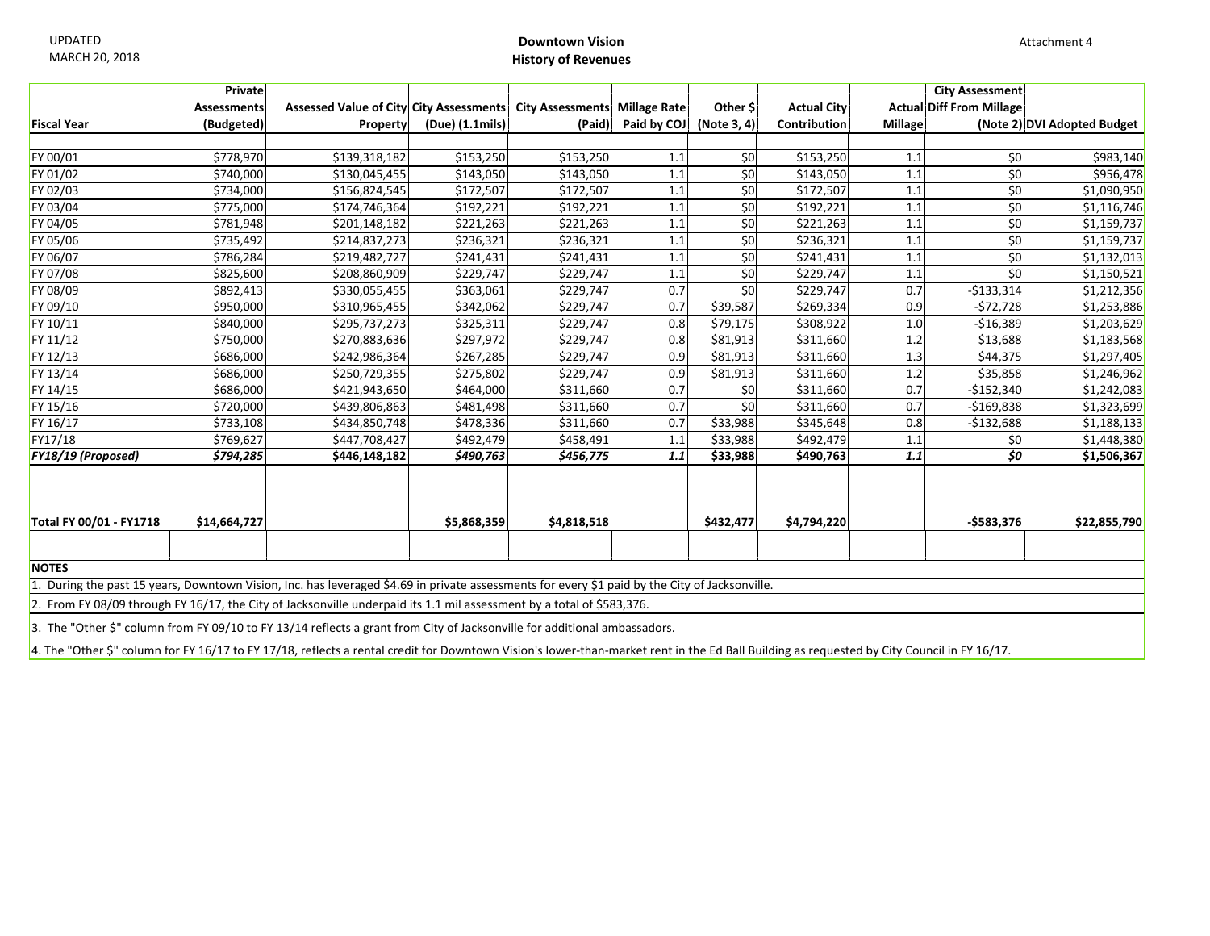UPDATED
MARCH 20, 2018

Attachment 4

## Downtown Vision
## History of Revenues

| Fiscal Year | Private Assessments (Budgeted) | Assessed Value of City Property | City Assessments (Due) (1.1mils) | City Assessments (Paid) | Millage Rate Paid by COJ | Other $ (Note 3, 4) | Actual City Contribution | Actual Millage | City Assessment Diff From Millage (Note 2) | DVI Adopted Budget |
|---|---|---|---|---|---|---|---|---|---|---|
| FY 00/01 | $778,970 | $139,318,182 | $153,250 | $153,250 | 1.1 | $0 | $153,250 | 1.1 | $0 | $983,140 |
| FY 01/02 | $740,000 | $130,045,455 | $143,050 | $143,050 | 1.1 | $0 | $143,050 | 1.1 | $0 | $956,478 |
| FY 02/03 | $734,000 | $156,824,545 | $172,507 | $172,507 | 1.1 | $0 | $172,507 | 1.1 | $0 | $1,090,950 |
| FY 03/04 | $775,000 | $174,746,364 | $192,221 | $192,221 | 1.1 | $0 | $192,221 | 1.1 | $0 | $1,116,746 |
| FY 04/05 | $781,948 | $201,148,182 | $221,263 | $221,263 | 1.1 | $0 | $221,263 | 1.1 | $0 | $1,159,737 |
| FY 05/06 | $735,492 | $214,837,273 | $236,321 | $236,321 | 1.1 | $0 | $236,321 | 1.1 | $0 | $1,159,737 |
| FY 06/07 | $786,284 | $219,482,727 | $241,431 | $241,431 | 1.1 | $0 | $241,431 | 1.1 | $0 | $1,132,013 |
| FY 07/08 | $825,600 | $208,860,909 | $229,747 | $229,747 | 1.1 | $0 | $229,747 | 1.1 | $0 | $1,150,521 |
| FY 08/09 | $892,413 | $330,055,455 | $363,061 | $229,747 | 0.7 | $0 | $229,747 | 0.7 | -$133,314 | $1,212,356 |
| FY 09/10 | $950,000 | $310,965,455 | $342,062 | $229,747 | 0.7 | $39,587 | $269,334 | 0.9 | -$72,728 | $1,253,886 |
| FY 10/11 | $840,000 | $295,737,273 | $325,311 | $229,747 | 0.8 | $79,175 | $308,922 | 1.0 | -$16,389 | $1,203,629 |
| FY 11/12 | $750,000 | $270,883,636 | $297,972 | $229,747 | 0.8 | $81,913 | $311,660 | 1.2 | $13,688 | $1,183,568 |
| FY 12/13 | $686,000 | $242,986,364 | $267,285 | $229,747 | 0.9 | $81,913 | $311,660 | 1.3 | $44,375 | $1,297,405 |
| FY 13/14 | $686,000 | $250,729,355 | $275,802 | $229,747 | 0.9 | $81,913 | $311,660 | 1.2 | $35,858 | $1,246,962 |
| FY 14/15 | $686,000 | $421,943,650 | $464,000 | $311,660 | 0.7 | $0 | $311,660 | 0.7 | -$152,340 | $1,242,083 |
| FY 15/16 | $720,000 | $439,806,863 | $481,498 | $311,660 | 0.7 | $0 | $311,660 | 0.7 | -$169,838 | $1,323,699 |
| FY 16/17 | $733,108 | $434,850,748 | $478,336 | $311,660 | 0.7 | $33,988 | $345,648 | 0.8 | -$132,688 | $1,188,133 |
| FY17/18 | $769,627 | $447,708,427 | $492,479 | $458,491 | 1.1 | $33,988 | $492,479 | 1.1 | $0 | $1,448,380 |
| ***FY18/19 (Proposed)*** | ***$794,285*** | **$446,148,182** | ***$490,763*** | ***$456,775*** | ***1.1*** | **$33,988** | **$490,763** | ***1.1*** | ***$0*** | **$1,506,367** |
| **Total FY 00/01 - FY1718** | **$14,664,727** | | **$5,868,359** | **$4,818,518** | | **$432,477** | **$4,794,220** | | **-$583,376** | **$22,855,790** |

**NOTES**

1. During the past 15 years, Downtown Vision, Inc. has leveraged $4.69 in private assessments for every $1 paid by the City of Jacksonville.
2. From FY 08/09 through FY 16/17, the City of Jacksonville underpaid its 1.1 mil assessment by a total of $583,376.
3. The "Other $" column from FY 09/10 to FY 13/14 reflects a grant from City of Jacksonville for additional ambassadors.
4. The "Other $" column for FY 16/17 to FY 17/18, reflects a rental credit for Downtown Vision's lower-than-market rent in the Ed Ball Building as requested by City Council in FY 16/17.